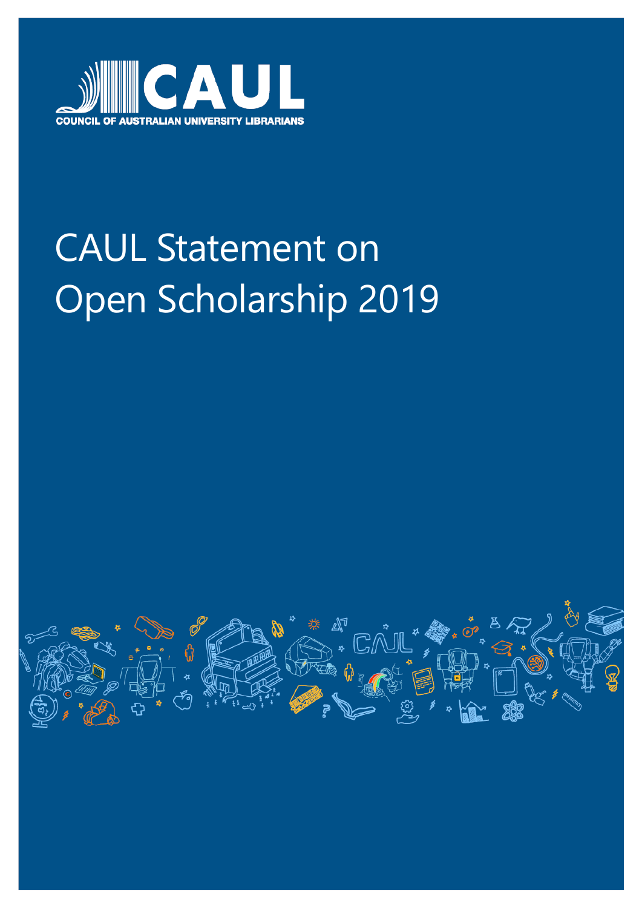CAUL

COUNCIL OF AUSTRALIAN UNIVERSITY LIBRARIANS

# CAUL Statement on Open Scholarship 2019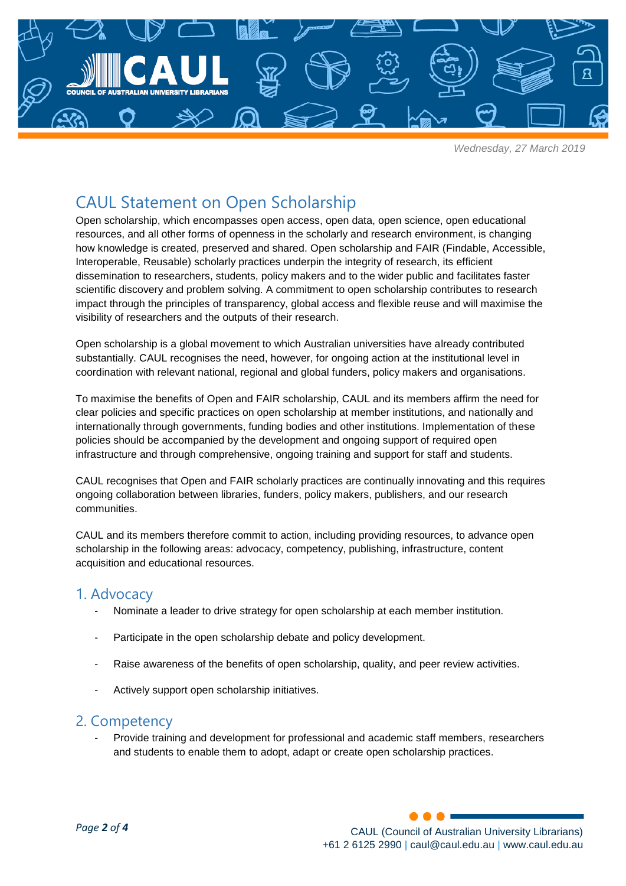Wednesday, 27 March 2019

# CAUL Statement on Open Scholarship

Open scholarship, which encompasses open access, open data, open science, open educational resources, and all other forms of openness in the scholarly and research environment, is changing how knowledge is created, preserved and shared. Open scholarship and FAIR (Findable, Accessible, Interoperable, Reusable) scholarly practices underpin the integrity of research, its efficient dissemination to researchers, students, policy makers and to the wider public and facilitates faster scientific discovery and problem solving. A commitment to open scholarship contributes to research impact through the principles of transparency, global access and flexible reuse and will maximise the visibility of researchers and the outputs of their research.

Open scholarship is a global movement to which Australian universities have already contributed substantially. CAUL recognises the need, however, for ongoing action at the institutional level in coordination with relevant national, regional and global funders, policy makers and organisations.

To maximise the benefits of Open and FAIR scholarship, CAUL and its members affirm the need for clear policies and specific practices on open scholarship at member institutions, and nationally and internationally through governments, funding bodies and other institutions. Implementation of these policies should be accompanied by the development and ongoing support of required open infrastructure and through comprehensive, ongoing training and support for staff and students.

CAUL recognises that Open and FAIR scholarly practices are continually innovating and this requires ongoing collaboration between libraries, funders, policy makers, publishers, and our research communities.

CAUL and its members therefore commit to action, including providing resources, to advance open scholarship in the following areas: advocacy, competency, publishing, infrastructure, content acquisition and educational resources.

## 1. Advocacy

- Nominate a leader to drive strategy for open scholarship at each member institution.
- Participate in the open scholarship debate and policy development.
- Raise awareness of the benefits of open scholarship, quality, and peer review activities.
- Actively support open scholarship initiatives.

## 2. Competency

- Provide training and development for professional and academic staff members, researchers and students to enable them to adopt, adapt or create open scholarship practices.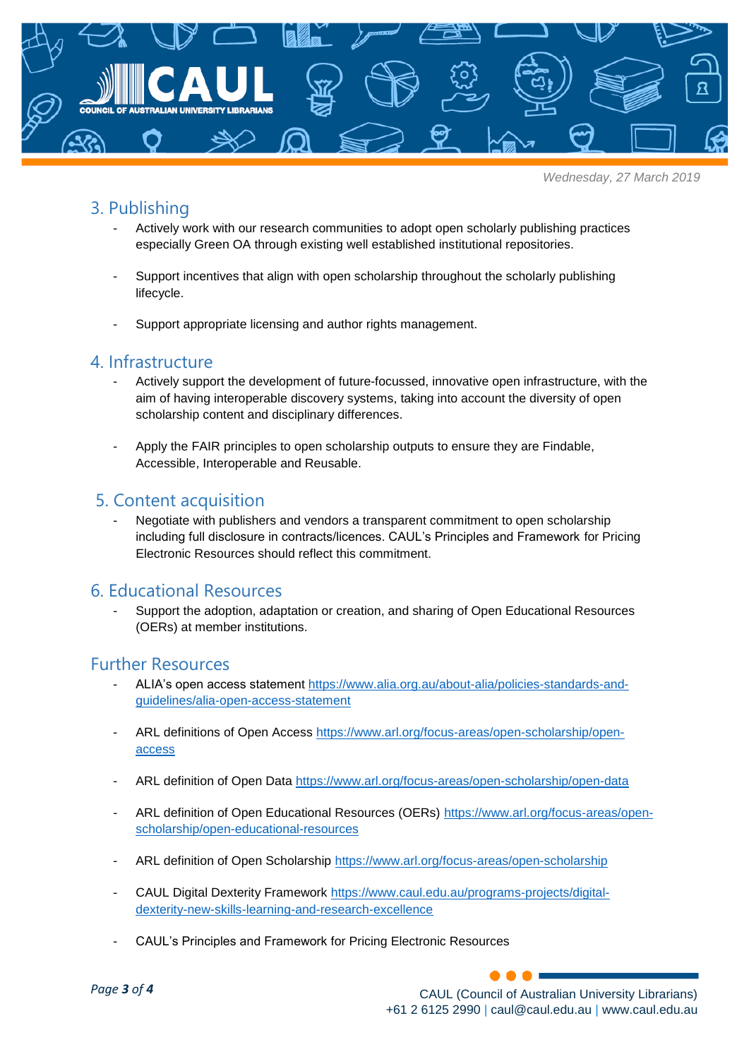Wednesday, 27 March 2019

## 3. Publishing

- Actively work with our research communities to adopt open scholarly publishing practices especially Green OA through existing well established institutional repositories.
- Support incentives that align with open scholarship throughout the scholarly publishing lifecycle.
- Support appropriate licensing and author rights management.

## 4. Infrastructure

- Actively support the development of future-focussed, innovative open infrastructure, with the aim of having interoperable discovery systems, taking into account the diversity of open scholarship content and disciplinary differences.
- Apply the FAIR principles to open scholarship outputs to ensure they are Findable, Accessible, Interoperable and Reusable.

## 5. Content acquisition

- Negotiate with publishers and vendors a transparent commitment to open scholarship including full disclosure in contracts/licences. CAUL's Principles and Framework for Pricing Electronic Resources should reflect this commitment.

## 6. Educational Resources

- Support the adoption, adaptation or creation, and sharing of Open Educational Resources (OERs) at member institutions.

## Further Resources

- ALIA's open access statement https://www.alia.org.au/about-alia/policies-standards-and-guidelines/alia-open-access-statement
- ARL definitions of Open Access https://www.arl.org/focus-areas/open-scholarship/open-access
- ARL definition of Open Data https://www.arl.org/focus-areas/open-scholarship/open-data
- ARL definition of Open Educational Resources (OERs) https://www.arl.org/focus-areas/open-scholarship/open-educational-resources
- ARL definition of Open Scholarship https://www.arl.org/focus-areas/open-scholarship
- CAUL Digital Dexterity Framework https://www.caul.edu.au/programs-projects/digital-dexterity-new-skills-learning-and-research-excellence
- CAUL's Principles and Framework for Pricing Electronic Resources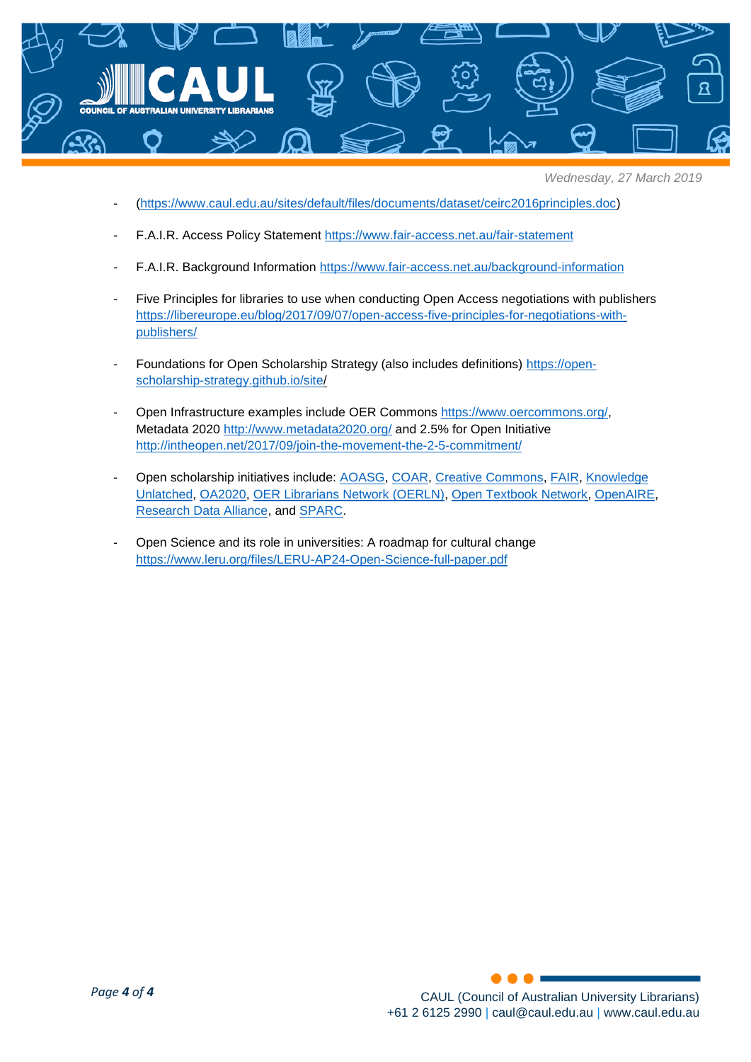Wednesday, 27 March 2019

- (https://www.caul.edu.au/sites/default/files/documents/dataset/ceirc2016principles.doc)
- F.A.I.R. Access Policy Statement https://www.fair-access.net.au/fair-statement
- F.A.I.R. Background Information https://www.fair-access.net.au/background-information
- Five Principles for libraries to use when conducting Open Access negotiations with publishers https://libereurope.eu/blog/2017/09/07/open-access-five-principles-for-negotiations-with-publishers/
- Foundations for Open Scholarship Strategy (also includes definitions) https://open-scholarship-strategy.github.io/site/
- Open Infrastructure examples include OER Commons https://www.oercommons.org/, Metadata 2020 http://www.metadata2020.org/ and 2.5% for Open Initiative http://intheopen.net/2017/09/join-the-movement-the-2-5-commitment/
- Open scholarship initiatives include: AOASG, COAR, Creative Commons, FAIR, Knowledge Unlatched, OA2020, OER Librarians Network (OERLN), Open Textbook Network, OpenAIRE, Research Data Alliance, and SPARC.
- Open Science and its role in universities: A roadmap for cultural change https://www.leru.org/files/LERU-AP24-Open-Science-full-paper.pdf